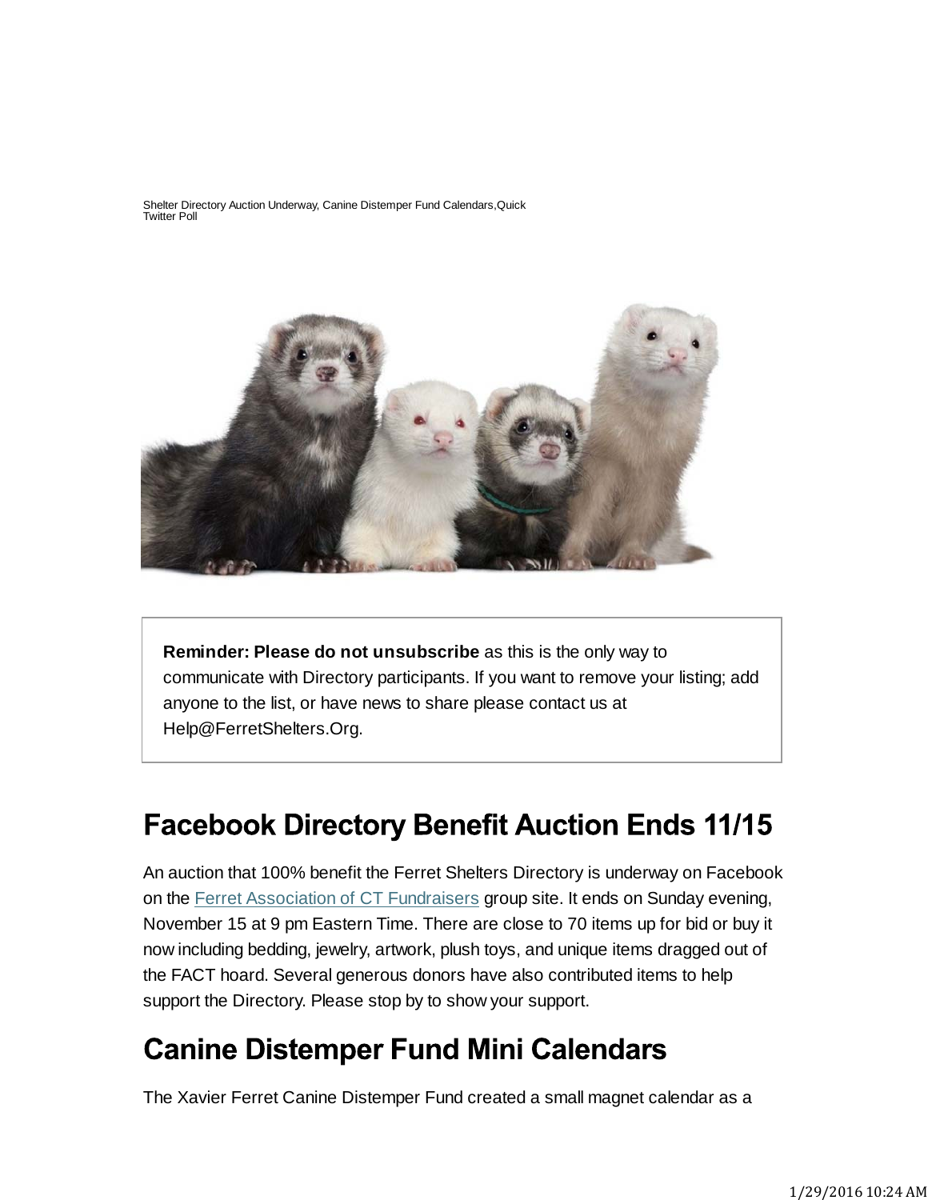Shelter Directory Auction Underway, Canine Distemper Fund Calendars,Quick Twitter Poll

**Reminder: Please do not unsubscribe** as this is the only way to communicate with Directory participants. If you want to remove your listing; add anyone to the list, or have news to share please contact us at Help@FerretShelters.Org.

# Facebook Directory Benefit Auction Ends 11/15

An auction that 100% benefit the Ferret Shelters Directory is underway on Facebook on the Ferret Association of CT Fundraisers group site. It ends on Sunday evening, November 15 at 9 pm Eastern Time. There are close to 70 items up for bid or buy it now including bedding, jewelry, artwork, plush toys, and unique items dragged out of the FACT hoard. Several generous donors have also contributed items to help support the Directory. Please stop by to show your support.

# Canine Distemper Fund Mini Calendars

The Xavier Ferret Canine Distemper Fund created a small magnet calendar as a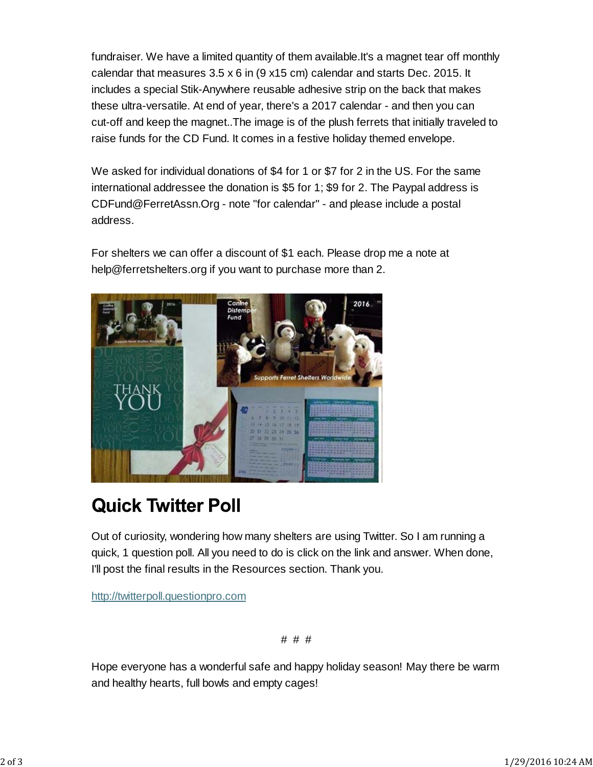fundraiser. We have a limited quantity of them available.It's a magnet tear off monthly calendar that measures 3.5 x 6 in (9 x15 cm) calendar and starts Dec. 2015. It includes a special Stik-Anywhere reusable adhesive strip on the back that makes these ultra-versatile. At end of year, there's a 2017 calendar - and then you can cut-off and keep the magnet..The image is of the plush ferrets that initially traveled to raise funds for the CD Fund. It comes in a festive holiday themed envelope.

We asked for individual donations of $4 for 1 or $7 for 2 in the US. For the same international addressee the donation is $5 for 1; $9 for 2. The Paypal address is CDFund@FerretAssn.Org - note "for calendar" - and please include a postal address.

For shelters we can offer a discount of $1 each. Please drop me a note at help@ferretshelters.org if you want to purchase more than 2.

## Quick Twitter Poll

Out of curiosity, wondering how many shelters are using Twitter. So I am running a quick, 1 question poll. All you need to do is click on the link and answer. When done, I'll post the final results in the Resources section. Thank you.

http://twitterpoll.questionpro.com

# # #

Hope everyone has a wonderful safe and happy holiday season! May there be warm and healthy hearts, full bowls and empty cages!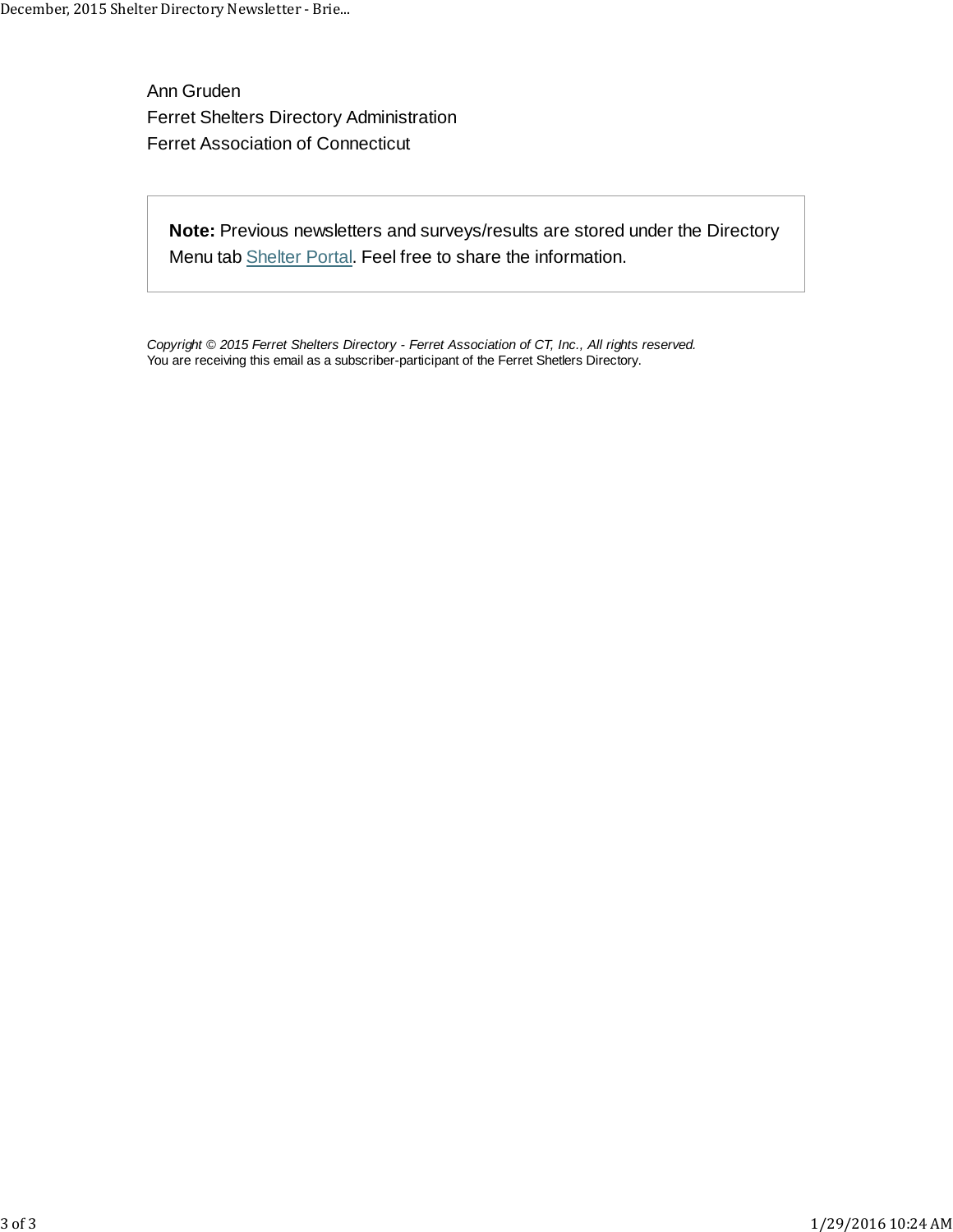Ann Gruden
Ferret Shelters Directory Administration
Ferret Association of Connecticut

**Note:** Previous newsletters and surveys/results are stored under the Directory Menu tab Shelter Portal. Feel free to share the information.

*Copyright © 2015 Ferret Shelters Directory - Ferret Association of CT, Inc., All rights reserved.*
You are receiving this email as a subscriber-participant of the Ferret Shetlers Directory.